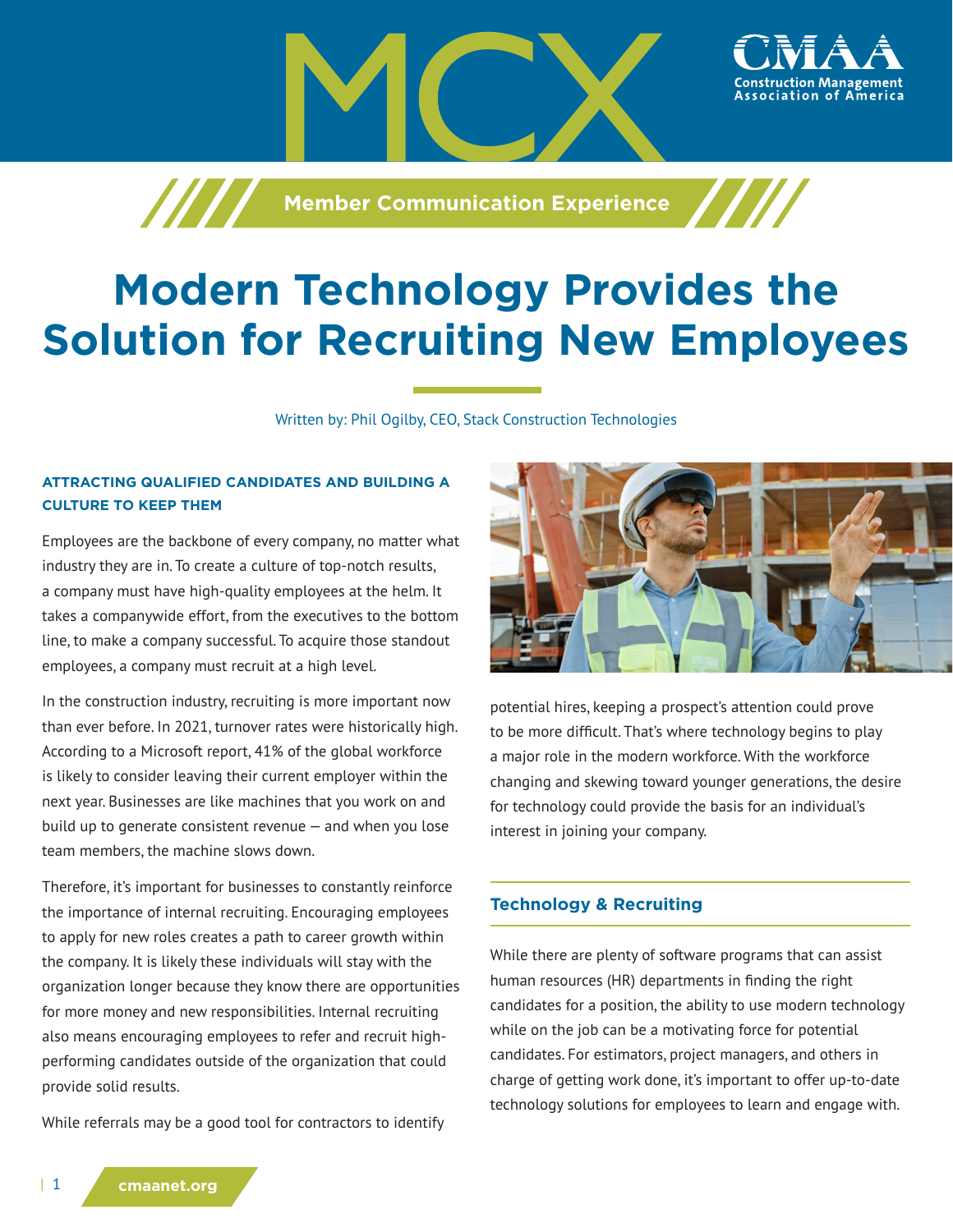# Modern Technology Provides the Solution for Recruiting New Employees

Written by: Phil Ogilby, CEO, Stack Construction Technologies

### ATTRACTING QUALIFIED CANDIDATES AND BUILDING A CULTURE TO KEEP THEM

Employees are the backbone of every company, no matter what industry they are in. To create a culture of top-notch results, a company must have high-quality employees at the helm. It takes a companywide effort, from the executives to the bottom line, to make a company successful. To acquire those standout employees, a company must recruit at a high level.

In the construction industry, recruiting is more important now than ever before. In 2021, turnover rates were historically high. According to a Microsoft report, 41% of the global workforce is likely to consider leaving their current employer within the next year. Businesses are like machines that you work on and build up to generate consistent revenue — and when you lose team members, the machine slows down.

Therefore, it's important for businesses to constantly reinforce the importance of internal recruiting. Encouraging employees to apply for new roles creates a path to career growth within the company. It is likely these individuals will stay with the organization longer because they know there are opportunities for more money and new responsibilities. Internal recruiting also means encouraging employees to refer and recruit high-performing candidates outside of the organization that could provide solid results.

While referrals may be a good tool for contractors to identify potential hires, keeping a prospect's attention could prove to be more difficult. That's where technology begins to play a major role in the modern workforce. With the workforce changing and skewing toward younger generations, the desire for technology could provide the basis for an individual's interest in joining your company.

### Technology & Recruiting

While there are plenty of software programs that can assist human resources (HR) departments in finding the right candidates for a position, the ability to use modern technology while on the job can be a motivating force for potential candidates. For estimators, project managers, and others in charge of getting work done, it's important to offer up-to-date technology solutions for employees to learn and engage with.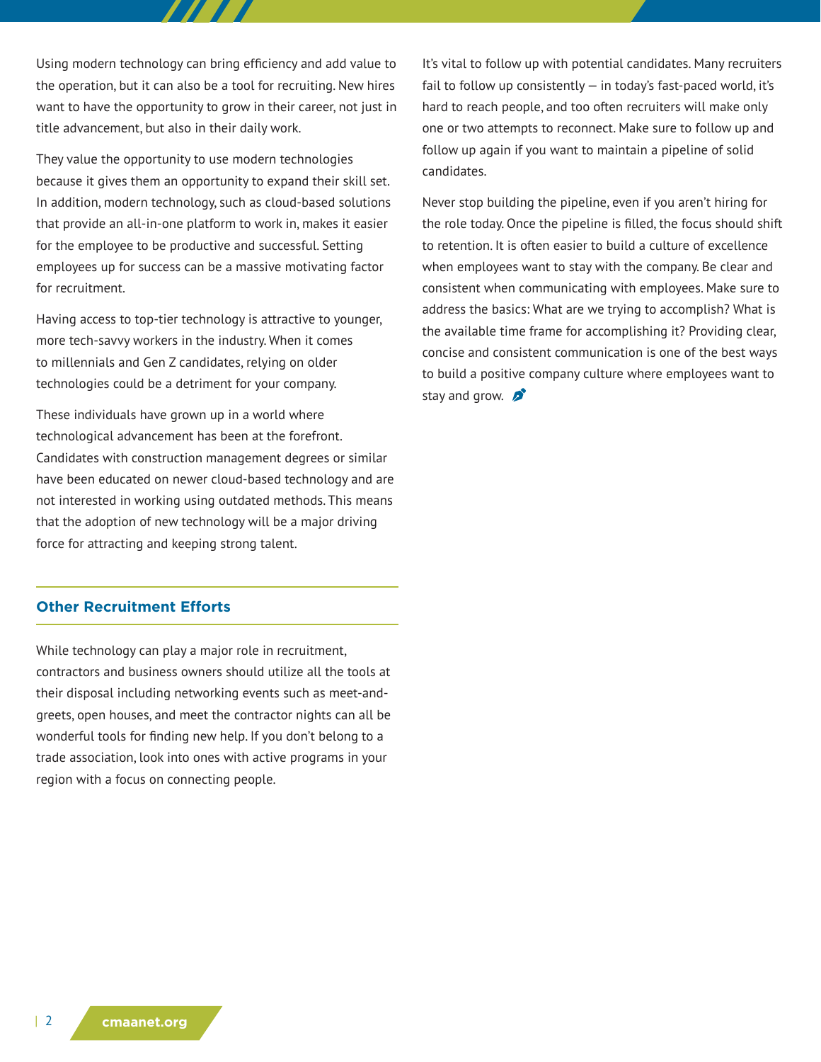Using modern technology can bring efficiency and add value to the operation, but it can also be a tool for recruiting. New hires want to have the opportunity to grow in their career, not just in title advancement, but also in their daily work.

They value the opportunity to use modern technologies because it gives them an opportunity to expand their skill set. In addition, modern technology, such as cloud-based solutions that provide an all-in-one platform to work in, makes it easier for the employee to be productive and successful. Setting employees up for success can be a massive motivating factor for recruitment.

Having access to top-tier technology is attractive to younger, more tech-savvy workers in the industry. When it comes to millennials and Gen Z candidates, relying on older technologies could be a detriment for your company.

These individuals have grown up in a world where technological advancement has been at the forefront. Candidates with construction management degrees or similar have been educated on newer cloud-based technology and are not interested in working using outdated methods. This means that the adoption of new technology will be a major driving force for attracting and keeping strong talent.

## Other Recruitment Efforts

While technology can play a major role in recruitment, contractors and business owners should utilize all the tools at their disposal including networking events such as meet-and-greets, open houses, and meet the contractor nights can all be wonderful tools for finding new help. If you don't belong to a trade association, look into ones with active programs in your region with a focus on connecting people.

It's vital to follow up with potential candidates. Many recruiters fail to follow up consistently — in today's fast-paced world, it's hard to reach people, and too often recruiters will make only one or two attempts to reconnect. Make sure to follow up and follow up again if you want to maintain a pipeline of solid candidates.

Never stop building the pipeline, even if you aren't hiring for the role today. Once the pipeline is filled, the focus should shift to retention. It is often easier to build a culture of excellence when employees want to stay with the company. Be clear and consistent when communicating with employees. Make sure to address the basics: What are we trying to accomplish? What is the available time frame for accomplishing it? Providing clear, concise and consistent communication is one of the best ways to build a positive company culture where employees want to stay and grow.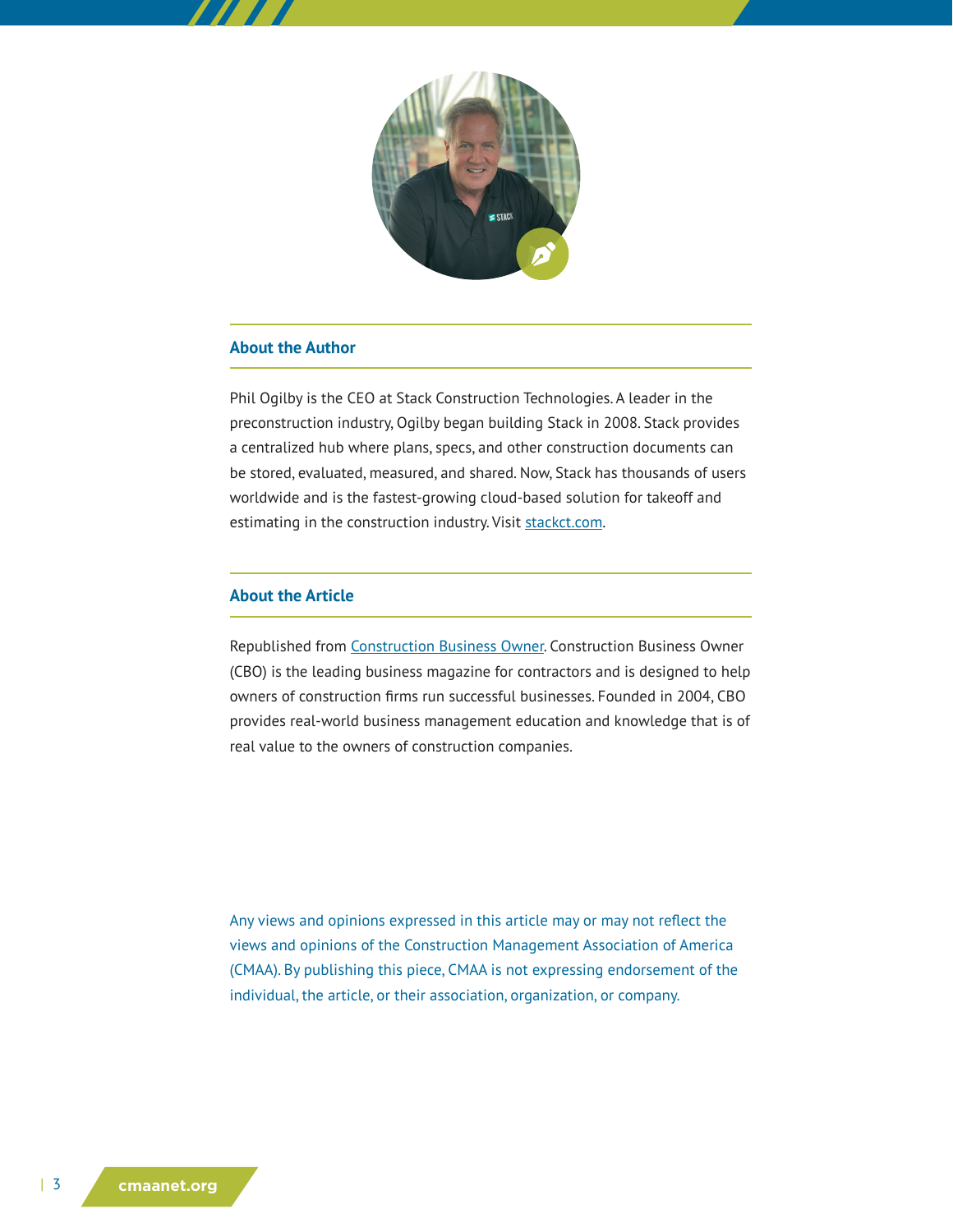## About the Author

Phil Ogilby is the CEO at Stack Construction Technologies. A leader in the preconstruction industry, Ogilby began building Stack in 2008. Stack provides a centralized hub where plans, specs, and other construction documents can be stored, evaluated, measured, and shared. Now, Stack has thousands of users worldwide and is the fastest-growing cloud-based solution for takeoff and estimating in the construction industry. Visit stackct.com.

## About the Article

Republished from Construction Business Owner. Construction Business Owner (CBO) is the leading business magazine for contractors and is designed to help owners of construction firms run successful businesses. Founded in 2004, CBO provides real-world business management education and knowledge that is of real value to the owners of construction companies.

Any views and opinions expressed in this article may or may not reflect the views and opinions of the Construction Management Association of America (CMAA). By publishing this piece, CMAA is not expressing endorsement of the individual, the article, or their association, organization, or company.